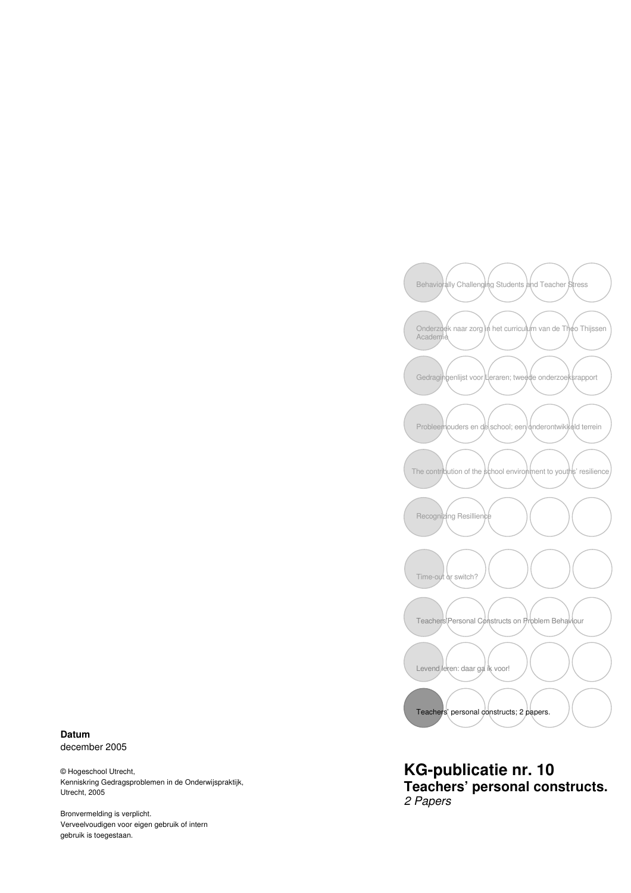Behaviorally Challenging Students and Teacher Stress

Onderzoek naar zorg in het curriculum van de Theo Thijssen Academie

Gedragingenlijst voor Leraren; tweede onderzoeksrapport

Probleemouders en de school; een onderontwikkeld terrein

The contribution of the school environment to youths' resilience

Recognizing Resillience

Time-out or switch?

Teachers Personal Constructs on Problem Behaviour

Levend leren: daar ga ik voor!

Teachers' personal constructs; 2 papers.

**Datum**
december 2005

© Hogeschool Utrecht,
Kenniskring Gedragsproblemen in de Onderwijspraktijk,
Utrecht, 2005

Bronvermelding is verplicht.
Verveelvoudigen voor eigen gebruik of intern
gebruik is toegestaan.

# KG-publicatie nr. 10
## Teachers' personal constructs.
*2 Papers*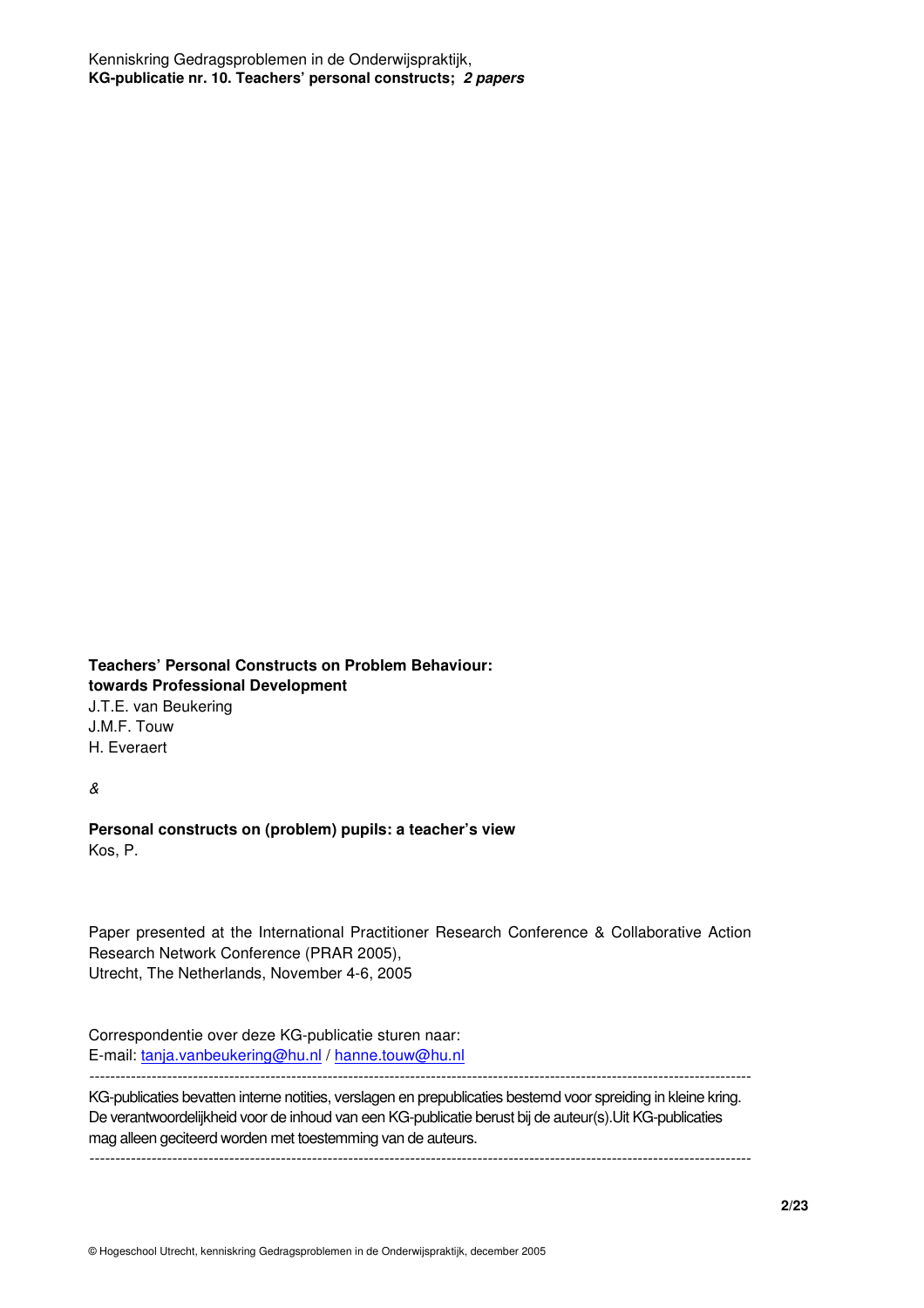**Teachers' Personal Constructs on Problem Behaviour: towards Professional Development**

J.T.E. van Beukering
J.M.F. Touw
H. Everaert

*&*

**Personal constructs on (problem) pupils: a teacher's view**

Kos, P.

Paper presented at the International Practitioner Research Conference & Collaborative Action Research Network Conference (PRAR 2005),
Utrecht, The Netherlands, November 4-6, 2005

Correspondentie over deze KG-publicatie sturen naar:
E-mail: tanja.vanbeukering@hu.nl / hanne.touw@hu.nl

---

KG-publicaties bevatten interne notities, verslagen en prepublicaties bestemd voor spreiding in kleine kring. De verantwoordelijkheid voor de inhoud van een KG-publicatie berust bij de auteur(s).Uit KG-publicaties mag alleen geciteerd worden met toestemming van de auteurs.

---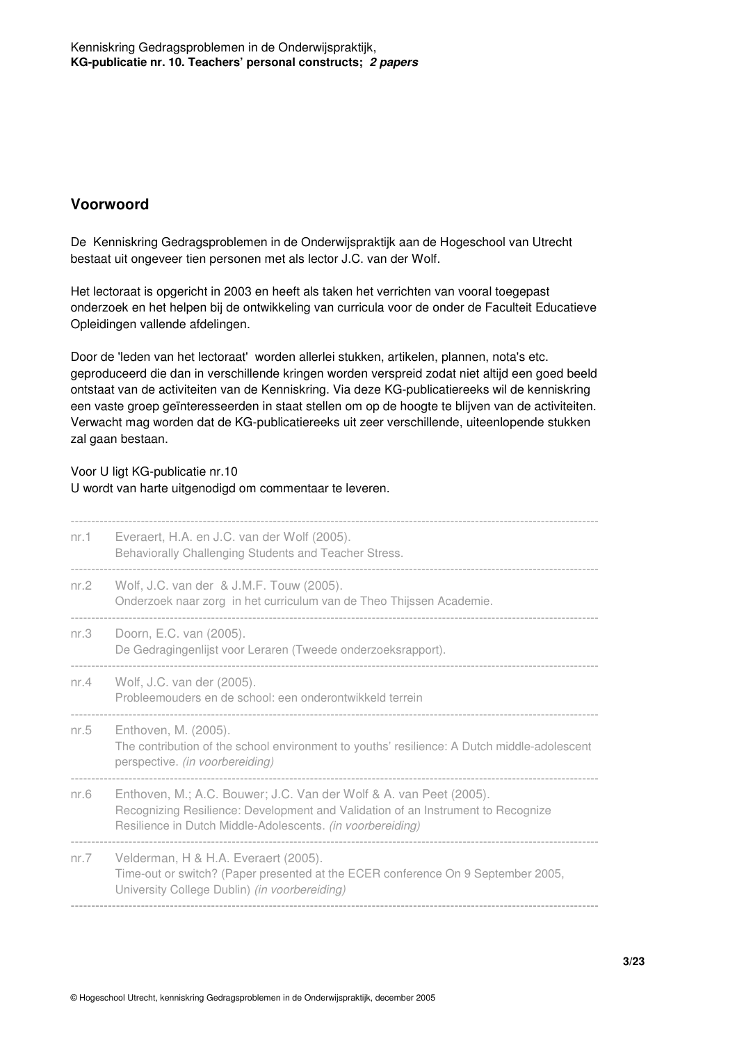## Voorwoord

De Kenniskring Gedragsproblemen in de Onderwijspraktijk aan de Hogeschool van Utrecht bestaat uit ongeveer tien personen met als lector J.C. van der Wolf.

Het lectoraat is opgericht in 2003 en heeft als taken het verrichten van vooral toegepast onderzoek en het helpen bij de ontwikkeling van curricula voor de onder de Faculteit Educatieve Opleidingen vallende afdelingen.

Door de 'leden van het lectoraat' worden allerlei stukken, artikelen, plannen, nota's etc. geproduceerd die dan in verschillende kringen worden verspreid zodat niet altijd een goed beeld ontstaat van de activiteiten van de Kenniskring. Via deze KG-publicatiereeks wil de kenniskring een vaste groep geïnteresseerden in staat stellen om op de hoogte te blijven van de activiteiten. Verwacht mag worden dat de KG-publicatiereeks uit zeer verschillende, uiteenlopende stukken zal gaan bestaan.

Voor U ligt KG-publicatie nr.10
U wordt van harte uitgenodigd om commentaar te leveren.

---

nr.1 Everaert, H.A. en J.C. van der Wolf (2005).
Behaviorally Challenging Students and Teacher Stress.

---

nr.2 Wolf, J.C. van der & J.M.F. Touw (2005).
Onderzoek naar zorg in het curriculum van de Theo Thijssen Academie.

---

nr.3 Doorn, E.C. van (2005).
De Gedragingenlijst voor Leraren (Tweede onderzoeksrapport).

---

nr.4 Wolf, J.C. van der (2005).
Probleemouders en de school: een onderontwikkeld terrein

---

nr.5 Enthoven, M. (2005).
The contribution of the school environment to youths' resilience: A Dutch middle-adolescent perspective. *(in voorbereiding)*

---

nr.6 Enthoven, M.; A.C. Bouwer; J.C. Van der Wolf & A. van Peet (2005).
Recognizing Resilience: Development and Validation of an Instrument to Recognize Resilience in Dutch Middle-Adolescents. *(in voorbereiding)*

---

nr.7 Velderman, H & H.A. Everaert (2005).
Time-out or switch? (Paper presented at the ECER conference On 9 September 2005, University College Dublin) *(in voorbereiding)*

---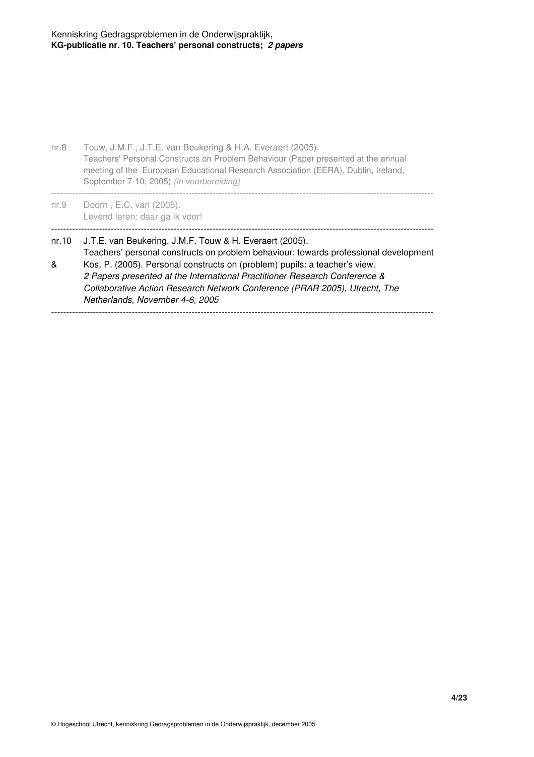nr.8 Touw, J.M.F., J.T.E. van Beukering & H.A. Everaert (2005).
Teachers' Personal Constructs on Problem Behaviour (Paper presented at the annual meeting of the European Educational Research Association (EERA), Dublin, Ireland, September 7-10, 2005) *(in voorbereiding)*

---

nr.9 Doorn , E.C. van (2005).
Levend leren: daar ga ik voor!

---

nr.10 J.T.E. van Beukering, J.M.F. Touw & H. Everaert (2005).
Teachers' personal constructs on problem behaviour: towards professional development

& Kos, P. (2005). Personal constructs on (problem) pupils: a teacher's view.
*2 Papers presented at the International Practitioner Research Conference & Collaborative Action Research Network Conference (PRAR 2005), Utrecht, The Netherlands, November 4-6, 2005*

---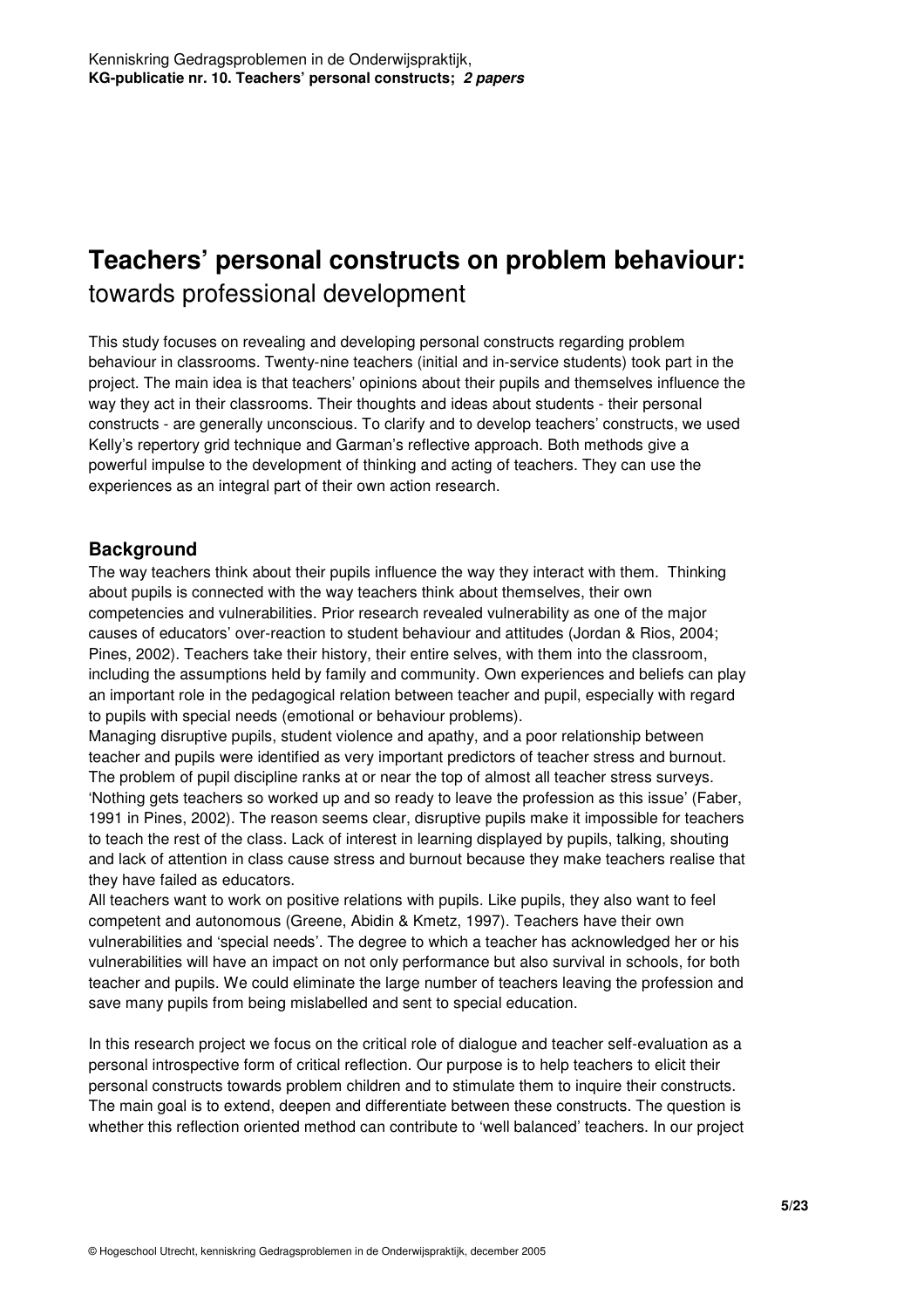# Teachers' personal constructs on problem behaviour: towards professional development

This study focuses on revealing and developing personal constructs regarding problem behaviour in classrooms. Twenty-nine teachers (initial and in-service students) took part in the project. The main idea is that teachers' opinions about their pupils and themselves influence the way they act in their classrooms. Their thoughts and ideas about students - their personal constructs - are generally unconscious. To clarify and to develop teachers' constructs, we used Kelly's repertory grid technique and Garman's reflective approach. Both methods give a powerful impulse to the development of thinking and acting of teachers. They can use the experiences as an integral part of their own action research.

## Background

The way teachers think about their pupils influence the way they interact with them. Thinking about pupils is connected with the way teachers think about themselves, their own competencies and vulnerabilities. Prior research revealed vulnerability as one of the major causes of educators' over-reaction to student behaviour and attitudes (Jordan & Rios, 2004; Pines, 2002). Teachers take their history, their entire selves, with them into the classroom, including the assumptions held by family and community. Own experiences and beliefs can play an important role in the pedagogical relation between teacher and pupil, especially with regard to pupils with special needs (emotional or behaviour problems).

Managing disruptive pupils, student violence and apathy, and a poor relationship between teacher and pupils were identified as very important predictors of teacher stress and burnout. The problem of pupil discipline ranks at or near the top of almost all teacher stress surveys. 'Nothing gets teachers so worked up and so ready to leave the profession as this issue' (Faber, 1991 in Pines, 2002). The reason seems clear, disruptive pupils make it impossible for teachers to teach the rest of the class. Lack of interest in learning displayed by pupils, talking, shouting and lack of attention in class cause stress and burnout because they make teachers realise that they have failed as educators.

All teachers want to work on positive relations with pupils. Like pupils, they also want to feel competent and autonomous (Greene, Abidin & Kmetz, 1997). Teachers have their own vulnerabilities and 'special needs'. The degree to which a teacher has acknowledged her or his vulnerabilities will have an impact on not only performance but also survival in schools, for both teacher and pupils. We could eliminate the large number of teachers leaving the profession and save many pupils from being mislabelled and sent to special education.

In this research project we focus on the critical role of dialogue and teacher self-evaluation as a personal introspective form of critical reflection. Our purpose is to help teachers to elicit their personal constructs towards problem children and to stimulate them to inquire their constructs. The main goal is to extend, deepen and differentiate between these constructs. The question is whether this reflection oriented method can contribute to 'well balanced' teachers. In our project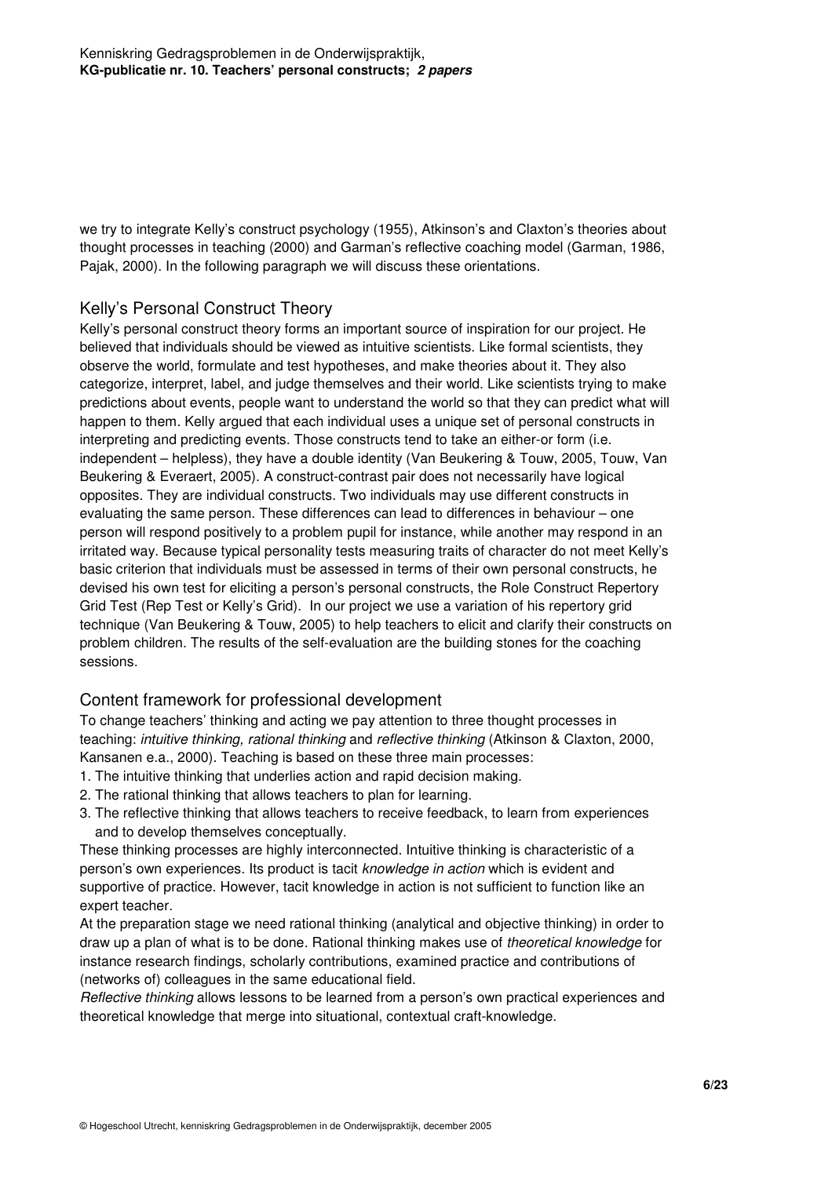we try to integrate Kelly's construct psychology (1955), Atkinson's and Claxton's theories about thought processes in teaching (2000) and Garman's reflective coaching model (Garman, 1986, Pajak, 2000). In the following paragraph we will discuss these orientations.

## Kelly's Personal Construct Theory

Kelly's personal construct theory forms an important source of inspiration for our project. He believed that individuals should be viewed as intuitive scientists. Like formal scientists, they observe the world, formulate and test hypotheses, and make theories about it. They also categorize, interpret, label, and judge themselves and their world. Like scientists trying to make predictions about events, people want to understand the world so that they can predict what will happen to them. Kelly argued that each individual uses a unique set of personal constructs in interpreting and predicting events. Those constructs tend to take an either-or form (i.e. independent – helpless), they have a double identity (Van Beukering & Touw, 2005, Touw, Van Beukering & Everaert, 2005). A construct-contrast pair does not necessarily have logical opposites. They are individual constructs. Two individuals may use different constructs in evaluating the same person. These differences can lead to differences in behaviour – one person will respond positively to a problem pupil for instance, while another may respond in an irritated way. Because typical personality tests measuring traits of character do not meet Kelly's basic criterion that individuals must be assessed in terms of their own personal constructs, he devised his own test for eliciting a person's personal constructs, the Role Construct Repertory Grid Test (Rep Test or Kelly's Grid). In our project we use a variation of his repertory grid technique (Van Beukering & Touw, 2005) to help teachers to elicit and clarify their constructs on problem children. The results of the self-evaluation are the building stones for the coaching sessions.

## Content framework for professional development

To change teachers' thinking and acting we pay attention to three thought processes in teaching: *intuitive thinking, rational thinking* and *reflective thinking* (Atkinson & Claxton, 2000, Kansanen e.a., 2000). Teaching is based on these three main processes:

1. The intuitive thinking that underlies action and rapid decision making.
2. The rational thinking that allows teachers to plan for learning.
3. The reflective thinking that allows teachers to receive feedback, to learn from experiences and to develop themselves conceptually.

These thinking processes are highly interconnected. Intuitive thinking is characteristic of a person's own experiences. Its product is tacit *knowledge in action* which is evident and supportive of practice. However, tacit knowledge in action is not sufficient to function like an expert teacher.

At the preparation stage we need rational thinking (analytical and objective thinking) in order to draw up a plan of what is to be done. Rational thinking makes use of *theoretical knowledge* for instance research findings, scholarly contributions, examined practice and contributions of (networks of) colleagues in the same educational field.

*Reflective thinking* allows lessons to be learned from a person's own practical experiences and theoretical knowledge that merge into situational, contextual craft-knowledge.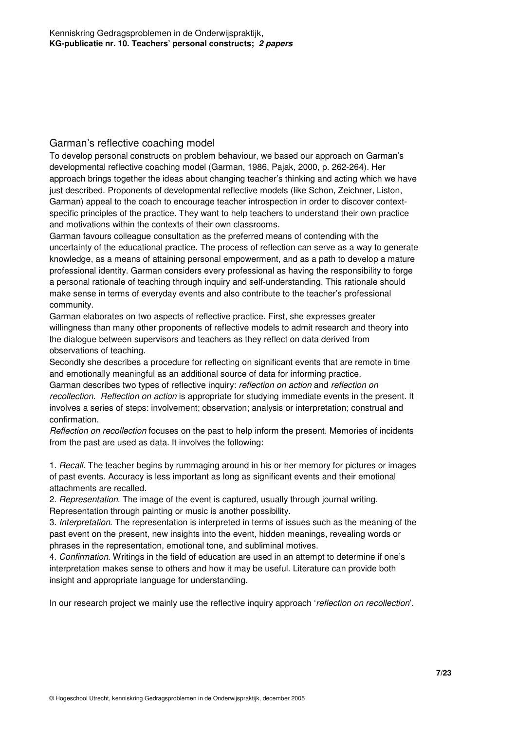## Garman's reflective coaching model

To develop personal constructs on problem behaviour, we based our approach on Garman's developmental reflective coaching model (Garman, 1986, Pajak, 2000, p. 262-264). Her approach brings together the ideas about changing teacher's thinking and acting which we have just described. Proponents of developmental reflective models (like Schon, Zeichner, Liston, Garman) appeal to the coach to encourage teacher introspection in order to discover context-specific principles of the practice. They want to help teachers to understand their own practice and motivations within the contexts of their own classrooms.

Garman favours colleague consultation as the preferred means of contending with the uncertainty of the educational practice. The process of reflection can serve as a way to generate knowledge, as a means of attaining personal empowerment, and as a path to develop a mature professional identity. Garman considers every professional as having the responsibility to forge a personal rationale of teaching through inquiry and self-understanding. This rationale should make sense in terms of everyday events and also contribute to the teacher's professional community.

Garman elaborates on two aspects of reflective practice. First, she expresses greater willingness than many other proponents of reflective models to admit research and theory into the dialogue between supervisors and teachers as they reflect on data derived from observations of teaching.

Secondly she describes a procedure for reflecting on significant events that are remote in time and emotionally meaningful as an additional source of data for informing practice.

Garman describes two types of reflective inquiry: *reflection on action* and *reflection on recollection*. *Reflection on action* is appropriate for studying immediate events in the present. It involves a series of steps: involvement; observation; analysis or interpretation; construal and confirmation.

*Reflection on recollection* focuses on the past to help inform the present. Memories of incidents from the past are used as data. It involves the following:

1. *Recall*. The teacher begins by rummaging around in his or her memory for pictures or images of past events. Accuracy is less important as long as significant events and their emotional attachments are recalled.
2. *Representation*. The image of the event is captured, usually through journal writing. Representation through painting or music is another possibility.
3. *Interpretation*. The representation is interpreted in terms of issues such as the meaning of the past event on the present, new insights into the event, hidden meanings, revealing words or phrases in the representation, emotional tone, and subliminal motives.
4. *Confirmation*. Writings in the field of education are used in an attempt to determine if one's interpretation makes sense to others and how it may be useful. Literature can provide both insight and appropriate language for understanding.

In our research project we mainly use the reflective inquiry approach '*reflection on recollection*'.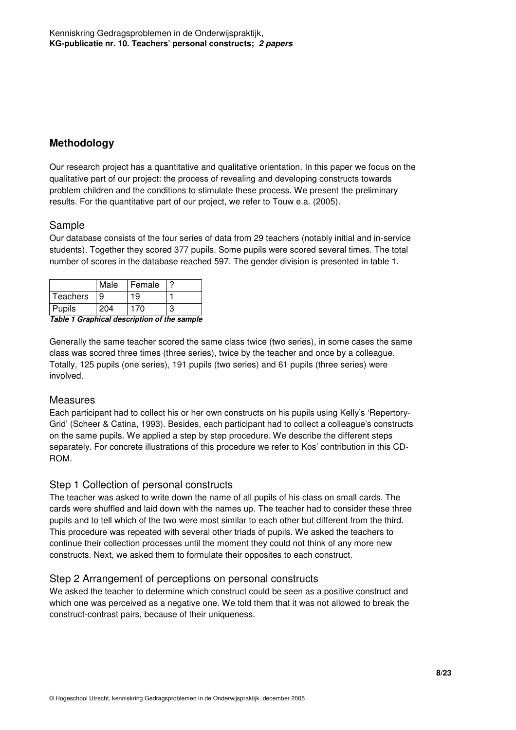## Methodology

Our research project has a quantitative and qualitative orientation. In this paper we focus on the qualitative part of our project: the process of revealing and developing constructs towards problem children and the conditions to stimulate these process. We present the preliminary results. For the quantitative part of our project, we refer to Touw e.a. (2005).

### Sample

Our database consists of the four series of data from 29 teachers (notably initial and in-service students). Together they scored 377 pupils. Some pupils were scored several times. The total number of scores in the database reached 597. The gender division is presented in table 1.

| | Male | Female | ? |
|---|---|---|---|
| Teachers | 9 | 19 | 1 |
| Pupils | 204 | 170 | 3 |

***Table 1 Graphical description of the sample***

Generally the same teacher scored the same class twice (two series), in some cases the same class was scored three times (three series), twice by the teacher and once by a colleague. Totally, 125 pupils (one series), 191 pupils (two series) and 61 pupils (three series) were involved.

### Measures

Each participant had to collect his or her own constructs on his pupils using Kelly's 'Repertory-Grid' (Scheer & Catina, 1993). Besides, each participant had to collect a colleague's constructs on the same pupils. We applied a step by step procedure. We describe the different steps separately. For concrete illustrations of this procedure we refer to Kos' contribution in this CD-ROM.

### Step 1 Collection of personal constructs

The teacher was asked to write down the name of all pupils of his class on small cards. The cards were shuffled and laid down with the names up. The teacher had to consider these three pupils and to tell which of the two were most similar to each other but different from the third. This procedure was repeated with several other triads of pupils. We asked the teachers to continue their collection processes until the moment they could not think of any more new constructs. Next, we asked them to formulate their opposites to each construct.

### Step 2 Arrangement of perceptions on personal constructs

We asked the teacher to determine which construct could be seen as a positive construct and which one was perceived as a negative one. We told them that it was not allowed to break the construct-contrast pairs, because of their uniqueness.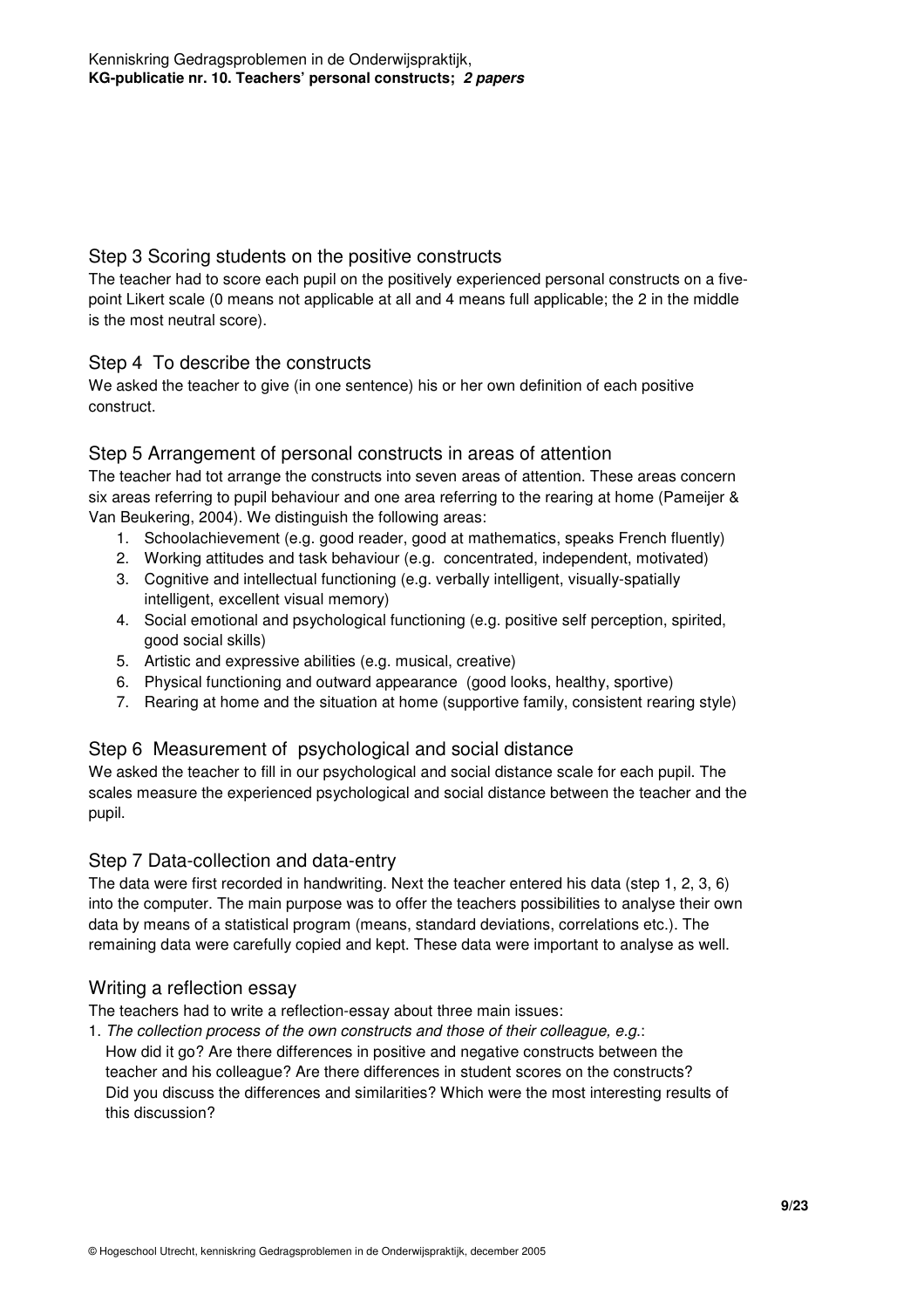## Step 3 Scoring students on the positive constructs

The teacher had to score each pupil on the positively experienced personal constructs on a five-point Likert scale (0 means not applicable at all and 4 means full applicable; the 2 in the middle is the most neutral score).

## Step 4 To describe the constructs

We asked the teacher to give (in one sentence) his or her own definition of each positive construct.

## Step 5 Arrangement of personal constructs in areas of attention

The teacher had tot arrange the constructs into seven areas of attention. These areas concern six areas referring to pupil behaviour and one area referring to the rearing at home (Pameijer & Van Beukering, 2004). We distinguish the following areas:

1. Schoolachievement (e.g. good reader, good at mathematics, speaks French fluently)
2. Working attitudes and task behaviour (e.g. concentrated, independent, motivated)
3. Cognitive and intellectual functioning (e.g. verbally intelligent, visually-spatially intelligent, excellent visual memory)
4. Social emotional and psychological functioning (e.g. positive self perception, spirited, good social skills)
5. Artistic and expressive abilities (e.g. musical, creative)
6. Physical functioning and outward appearance (good looks, healthy, sportive)
7. Rearing at home and the situation at home (supportive family, consistent rearing style)

## Step 6 Measurement of psychological and social distance

We asked the teacher to fill in our psychological and social distance scale for each pupil. The scales measure the experienced psychological and social distance between the teacher and the pupil.

## Step 7 Data-collection and data-entry

The data were first recorded in handwriting. Next the teacher entered his data (step 1, 2, 3, 6) into the computer. The main purpose was to offer the teachers possibilities to analyse their own data by means of a statistical program (means, standard deviations, correlations etc.). The remaining data were carefully copied and kept. These data were important to analyse as well.

## Writing a reflection essay

The teachers had to write a reflection-essay about three main issues:

1. *The collection process of the own constructs and those of their colleague, e.g.*:
   How did it go? Are there differences in positive and negative constructs between the teacher and his colleague? Are there differences in student scores on the constructs? Did you discuss the differences and similarities? Which were the most interesting results of this discussion?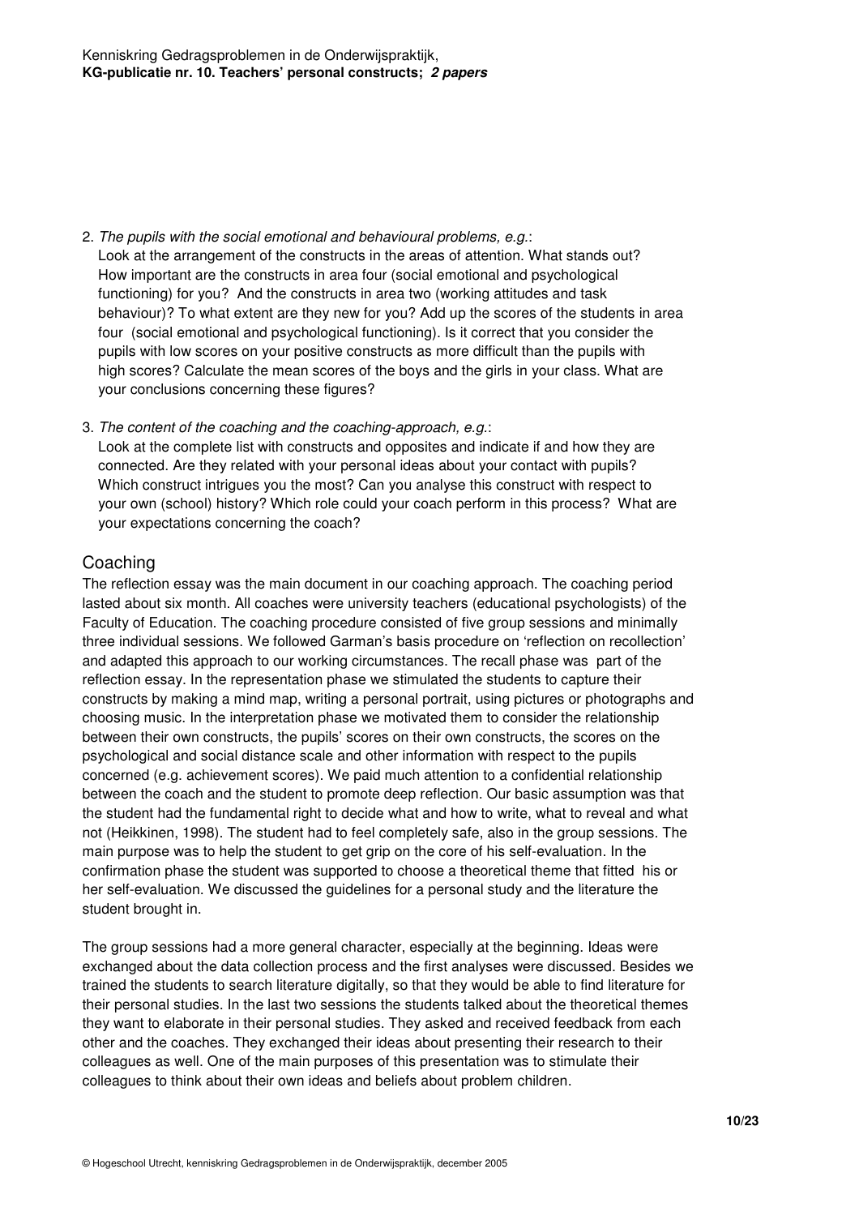2. *The pupils with the social emotional and behavioural problems, e.g.*:
   Look at the arrangement of the constructs in the areas of attention. What stands out? How important are the constructs in area four (social emotional and psychological functioning) for you? And the constructs in area two (working attitudes and task behaviour)? To what extent are they new for you? Add up the scores of the students in area four (social emotional and psychological functioning). Is it correct that you consider the pupils with low scores on your positive constructs as more difficult than the pupils with high scores? Calculate the mean scores of the boys and the girls in your class. What are your conclusions concerning these figures?

3. *The content of the coaching and the coaching-approach, e.g.*:
   Look at the complete list with constructs and opposites and indicate if and how they are connected. Are they related with your personal ideas about your contact with pupils? Which construct intrigues you the most? Can you analyse this construct with respect to your own (school) history? Which role could your coach perform in this process? What are your expectations concerning the coach?

## Coaching

The reflection essay was the main document in our coaching approach. The coaching period lasted about six month. All coaches were university teachers (educational psychologists) of the Faculty of Education. The coaching procedure consisted of five group sessions and minimally three individual sessions. We followed Garman's basis procedure on 'reflection on recollection' and adapted this approach to our working circumstances. The recall phase was part of the reflection essay. In the representation phase we stimulated the students to capture their constructs by making a mind map, writing a personal portrait, using pictures or photographs and choosing music. In the interpretation phase we motivated them to consider the relationship between their own constructs, the pupils' scores on their own constructs, the scores on the psychological and social distance scale and other information with respect to the pupils concerned (e.g. achievement scores). We paid much attention to a confidential relationship between the coach and the student to promote deep reflection. Our basic assumption was that the student had the fundamental right to decide what and how to write, what to reveal and what not (Heikkinen, 1998). The student had to feel completely safe, also in the group sessions. The main purpose was to help the student to get grip on the core of his self-evaluation. In the confirmation phase the student was supported to choose a theoretical theme that fitted his or her self-evaluation. We discussed the guidelines for a personal study and the literature the student brought in.

The group sessions had a more general character, especially at the beginning. Ideas were exchanged about the data collection process and the first analyses were discussed. Besides we trained the students to search literature digitally, so that they would be able to find literature for their personal studies. In the last two sessions the students talked about the theoretical themes they want to elaborate in their personal studies. They asked and received feedback from each other and the coaches. They exchanged their ideas about presenting their research to their colleagues as well. One of the main purposes of this presentation was to stimulate their colleagues to think about their own ideas and beliefs about problem children.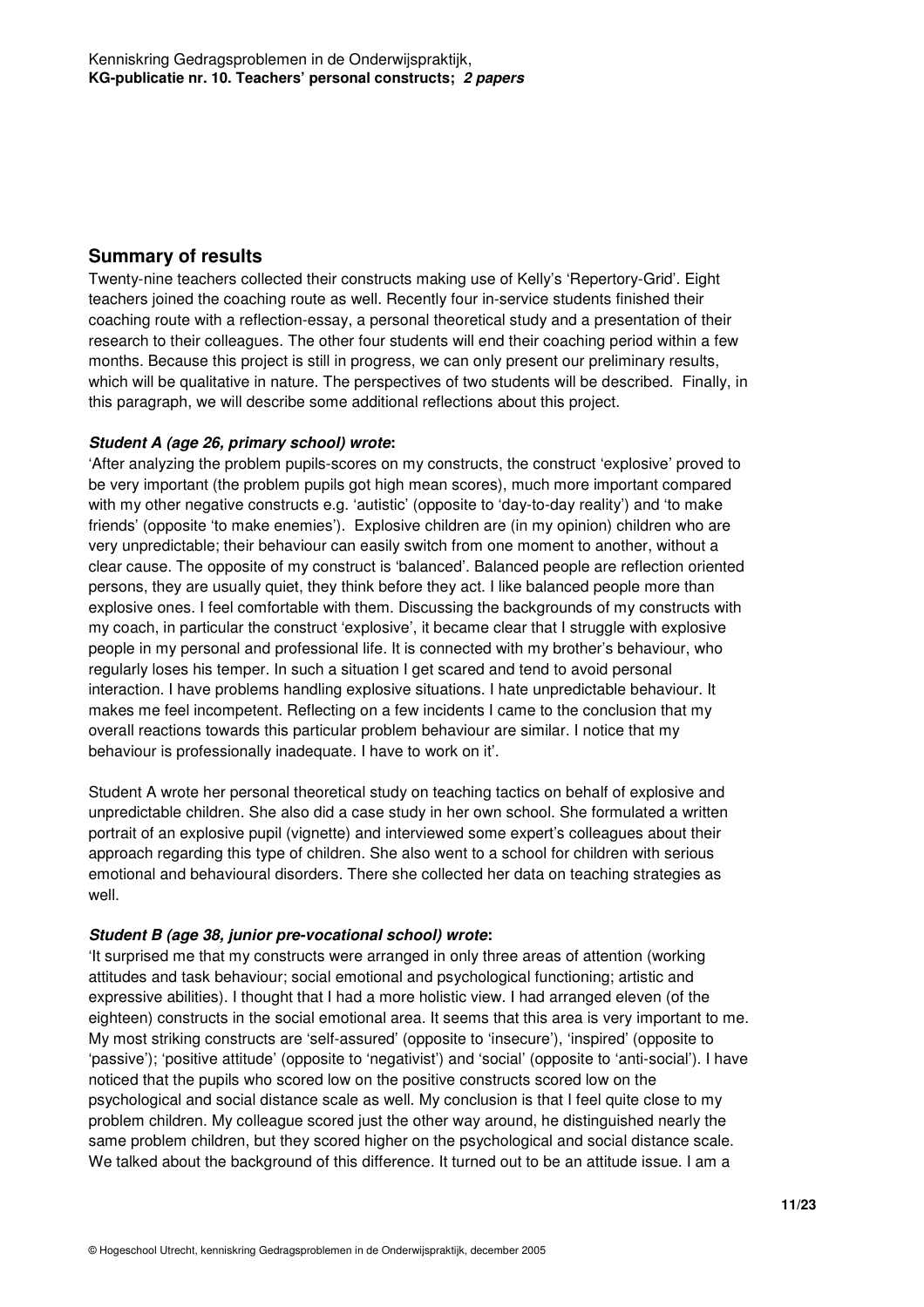## Summary of results

Twenty-nine teachers collected their constructs making use of Kelly's 'Repertory-Grid'. Eight teachers joined the coaching route as well. Recently four in-service students finished their coaching route with a reflection-essay, a personal theoretical study and a presentation of their research to their colleagues. The other four students will end their coaching period within a few months. Because this project is still in progress, we can only present our preliminary results, which will be qualitative in nature. The perspectives of two students will be described. Finally, in this paragraph, we will describe some additional reflections about this project.

***Student A (age 26, primary school) wrote*:**

'After analyzing the problem pupils-scores on my constructs, the construct 'explosive' proved to be very important (the problem pupils got high mean scores), much more important compared with my other negative constructs e.g. 'autistic' (opposite to 'day-to-day reality') and 'to make friends' (opposite 'to make enemies'). Explosive children are (in my opinion) children who are very unpredictable; their behaviour can easily switch from one moment to another, without a clear cause. The opposite of my construct is 'balanced'. Balanced people are reflection oriented persons, they are usually quiet, they think before they act. I like balanced people more than explosive ones. I feel comfortable with them. Discussing the backgrounds of my constructs with my coach, in particular the construct 'explosive', it became clear that I struggle with explosive people in my personal and professional life. It is connected with my brother's behaviour, who regularly loses his temper. In such a situation I get scared and tend to avoid personal interaction. I have problems handling explosive situations. I hate unpredictable behaviour. It makes me feel incompetent. Reflecting on a few incidents I came to the conclusion that my overall reactions towards this particular problem behaviour are similar. I notice that my behaviour is professionally inadequate. I have to work on it'.

Student A wrote her personal theoretical study on teaching tactics on behalf of explosive and unpredictable children. She also did a case study in her own school. She formulated a written portrait of an explosive pupil (vignette) and interviewed some expert's colleagues about their approach regarding this type of children. She also went to a school for children with serious emotional and behavioural disorders. There she collected her data on teaching strategies as well.

***Student B (age 38, junior pre-vocational school) wrote*:**

'It surprised me that my constructs were arranged in only three areas of attention (working attitudes and task behaviour; social emotional and psychological functioning; artistic and expressive abilities). I thought that I had a more holistic view. I had arranged eleven (of the eighteen) constructs in the social emotional area. It seems that this area is very important to me. My most striking constructs are 'self-assured' (opposite to 'insecure'), 'inspired' (opposite to 'passive'); 'positive attitude' (opposite to 'negativist') and 'social' (opposite to 'anti-social'). I have noticed that the pupils who scored low on the positive constructs scored low on the psychological and social distance scale as well. My conclusion is that I feel quite close to my problem children. My colleague scored just the other way around, he distinguished nearly the same problem children, but they scored higher on the psychological and social distance scale. We talked about the background of this difference. It turned out to be an attitude issue. I am a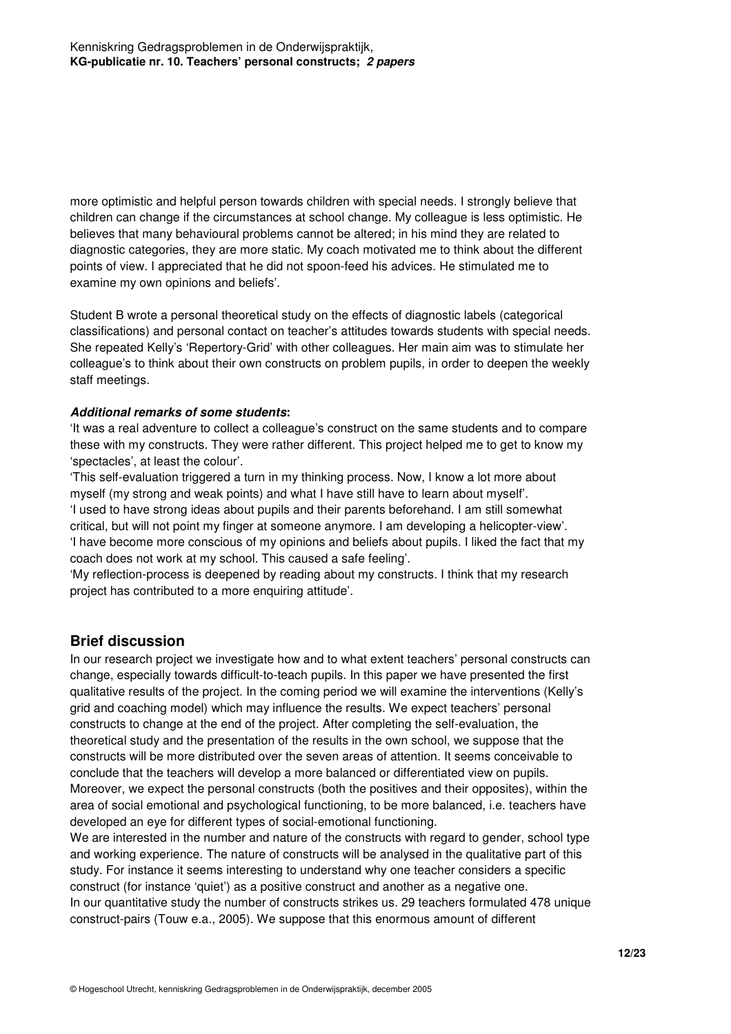more optimistic and helpful person towards children with special needs. I strongly believe that children can change if the circumstances at school change. My colleague is less optimistic. He believes that many behavioural problems cannot be altered; in his mind they are related to diagnostic categories, they are more static. My coach motivated me to think about the different points of view. I appreciated that he did not spoon-feed his advices. He stimulated me to examine my own opinions and beliefs'.

Student B wrote a personal theoretical study on the effects of diagnostic labels (categorical classifications) and personal contact on teacher's attitudes towards students with special needs. She repeated Kelly's 'Repertory-Grid' with other colleagues. Her main aim was to stimulate her colleague's to think about their own constructs on problem pupils, in order to deepen the weekly staff meetings.

***Additional remarks of some students*:**

'It was a real adventure to collect a colleague's construct on the same students and to compare these with my constructs. They were rather different. This project helped me to get to know my 'spectacles', at least the colour'.

'This self-evaluation triggered a turn in my thinking process. Now, I know a lot more about myself (my strong and weak points) and what I have still have to learn about myself'.

'I used to have strong ideas about pupils and their parents beforehand. I am still somewhat critical, but will not point my finger at someone anymore. I am developing a helicopter-view'.

'I have become more conscious of my opinions and beliefs about pupils. I liked the fact that my coach does not work at my school. This caused a safe feeling'.

'My reflection-process is deepened by reading about my constructs. I think that my research project has contributed to a more enquiring attitude'.

## Brief discussion

In our research project we investigate how and to what extent teachers' personal constructs can change, especially towards difficult-to-teach pupils. In this paper we have presented the first qualitative results of the project. In the coming period we will examine the interventions (Kelly's grid and coaching model) which may influence the results. We expect teachers' personal constructs to change at the end of the project. After completing the self-evaluation, the theoretical study and the presentation of the results in the own school, we suppose that the constructs will be more distributed over the seven areas of attention. It seems conceivable to conclude that the teachers will develop a more balanced or differentiated view on pupils. Moreover, we expect the personal constructs (both the positives and their opposites), within the area of social emotional and psychological functioning, to be more balanced, i.e. teachers have developed an eye for different types of social-emotional functioning.

We are interested in the number and nature of the constructs with regard to gender, school type and working experience. The nature of constructs will be analysed in the qualitative part of this study. For instance it seems interesting to understand why one teacher considers a specific construct (for instance 'quiet') as a positive construct and another as a negative one.

In our quantitative study the number of constructs strikes us. 29 teachers formulated 478 unique construct-pairs (Touw e.a., 2005). We suppose that this enormous amount of different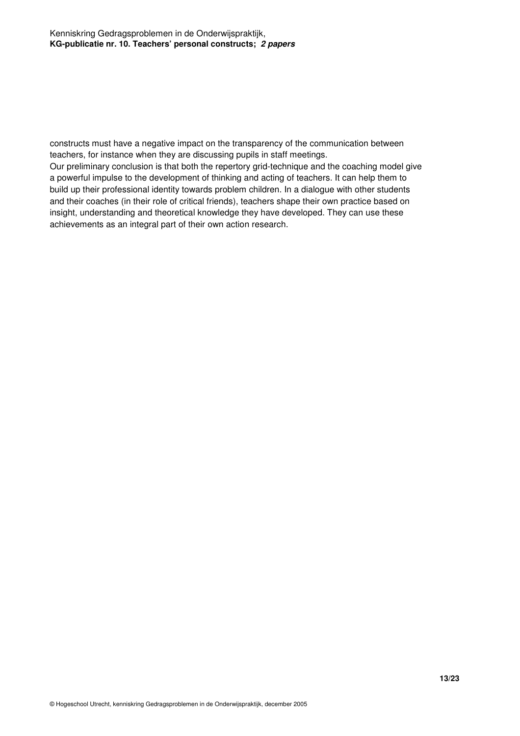constructs must have a negative impact on the transparency of the communication between teachers, for instance when they are discussing pupils in staff meetings.

Our preliminary conclusion is that both the repertory grid-technique and the coaching model give a powerful impulse to the development of thinking and acting of teachers. It can help them to build up their professional identity towards problem children. In a dialogue with other students and their coaches (in their role of critical friends), teachers shape their own practice based on insight, understanding and theoretical knowledge they have developed. They can use these achievements as an integral part of their own action research.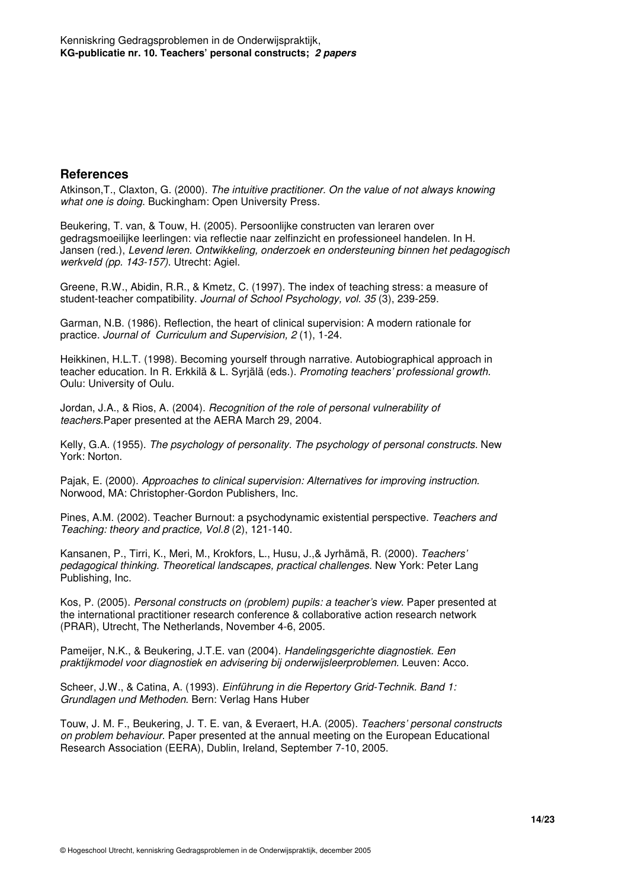## References

Atkinson,T., Claxton, G. (2000). *The intuitive practitioner. On the value of not always knowing what one is doing*. Buckingham: Open University Press.

Beukering, T. van, & Touw, H. (2005). Persoonlijke constructen van leraren over gedragsmoeilijke leerlingen: via reflectie naar zelfinzicht en professioneel handelen. In H. Jansen (red.), *Levend leren. Ontwikkeling, onderzoek en ondersteuning binnen het pedagogisch werkveld (pp. 143-157)*. Utrecht: Agiel.

Greene, R.W., Abidin, R.R., & Kmetz, C. (1997). The index of teaching stress: a measure of student-teacher compatibility. *Journal of School Psychology, vol. 35* (3), 239-259.

Garman, N.B. (1986). Reflection, the heart of clinical supervision: A modern rationale for practice. *Journal of Curriculum and Supervision, 2* (1), 1-24.

Heikkinen, H.L.T. (1998). Becoming yourself through narrative. Autobiographical approach in teacher education. In R. Erkkilä & L. Syrjälä (eds.). *Promoting teachers' professional growth.* Oulu: University of Oulu.

Jordan, J.A., & Rios, A. (2004). *Recognition of the role of personal vulnerability of teachers.*Paper presented at the AERA March 29, 2004.

Kelly, G.A. (1955). *The psychology of personality. The psychology of personal constructs.* New York: Norton.

Pajak, E. (2000). *Approaches to clinical supervision: Alternatives for improving instruction.* Norwood, MA: Christopher-Gordon Publishers, Inc.

Pines, A.M. (2002). Teacher Burnout: a psychodynamic existential perspective. *Teachers and Teaching: theory and practice, Vol.8* (2), 121-140.

Kansanen, P., Tirri, K., Meri, M., Krokfors, L., Husu, J.,& Jyrhämä, R. (2000). *Teachers' pedagogical thinking. Theoretical landscapes, practical challenges*. New York: Peter Lang Publishing, Inc.

Kos, P. (2005). *Personal constructs on (problem) pupils: a teacher's view*. Paper presented at the international practitioner research conference & collaborative action research network (PRAR), Utrecht, The Netherlands, November 4-6, 2005.

Pameijer, N.K., & Beukering, J.T.E. van (2004). *Handelingsgerichte diagnostiek. Een praktijkmodel voor diagnostiek en advisering bij onderwijsleerproblemen*. Leuven: Acco.

Scheer, J.W., & Catina, A. (1993). *Einführung in die Repertory Grid-Technik. Band 1: Grundlagen und Methoden*. Bern: Verlag Hans Huber

Touw, J. M. F., Beukering, J. T. E. van, & Everaert, H.A. (2005). *Teachers' personal constructs on problem behaviour*. Paper presented at the annual meeting on the European Educational Research Association (EERA), Dublin, Ireland, September 7-10, 2005.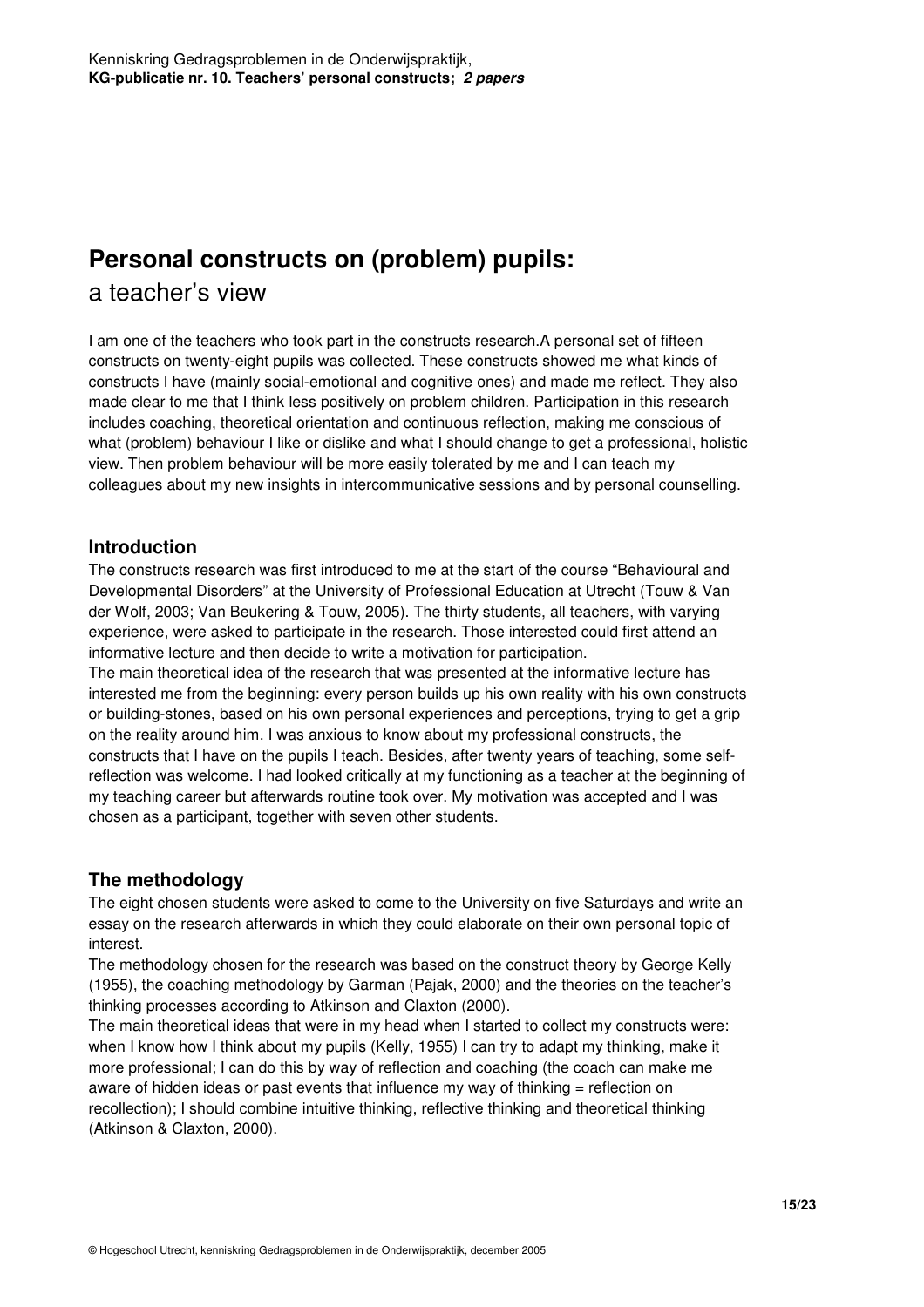# Personal constructs on (problem) pupils:

## a teacher's view

I am one of the teachers who took part in the constructs research.A personal set of fifteen constructs on twenty-eight pupils was collected. These constructs showed me what kinds of constructs I have (mainly social-emotional and cognitive ones) and made me reflect. They also made clear to me that I think less positively on problem children. Participation in this research includes coaching, theoretical orientation and continuous reflection, making me conscious of what (problem) behaviour I like or dislike and what I should change to get a professional, holistic view. Then problem behaviour will be more easily tolerated by me and I can teach my colleagues about my new insights in intercommunicative sessions and by personal counselling.

### Introduction

The constructs research was first introduced to me at the start of the course "Behavioural and Developmental Disorders" at the University of Professional Education at Utrecht (Touw & Van der Wolf, 2003; Van Beukering & Touw, 2005). The thirty students, all teachers, with varying experience, were asked to participate in the research. Those interested could first attend an informative lecture and then decide to write a motivation for participation.

The main theoretical idea of the research that was presented at the informative lecture has interested me from the beginning: every person builds up his own reality with his own constructs or building-stones, based on his own personal experiences and perceptions, trying to get a grip on the reality around him. I was anxious to know about my professional constructs, the constructs that I have on the pupils I teach. Besides, after twenty years of teaching, some self-reflection was welcome. I had looked critically at my functioning as a teacher at the beginning of my teaching career but afterwards routine took over. My motivation was accepted and I was chosen as a participant, together with seven other students.

### The methodology

The eight chosen students were asked to come to the University on five Saturdays and write an essay on the research afterwards in which they could elaborate on their own personal topic of interest.

The methodology chosen for the research was based on the construct theory by George Kelly (1955), the coaching methodology by Garman (Pajak, 2000) and the theories on the teacher's thinking processes according to Atkinson and Claxton (2000).

The main theoretical ideas that were in my head when I started to collect my constructs were: when I know how I think about my pupils (Kelly, 1955) I can try to adapt my thinking, make it more professional; I can do this by way of reflection and coaching (the coach can make me aware of hidden ideas or past events that influence my way of thinking = reflection on recollection); I should combine intuitive thinking, reflective thinking and theoretical thinking (Atkinson & Claxton, 2000).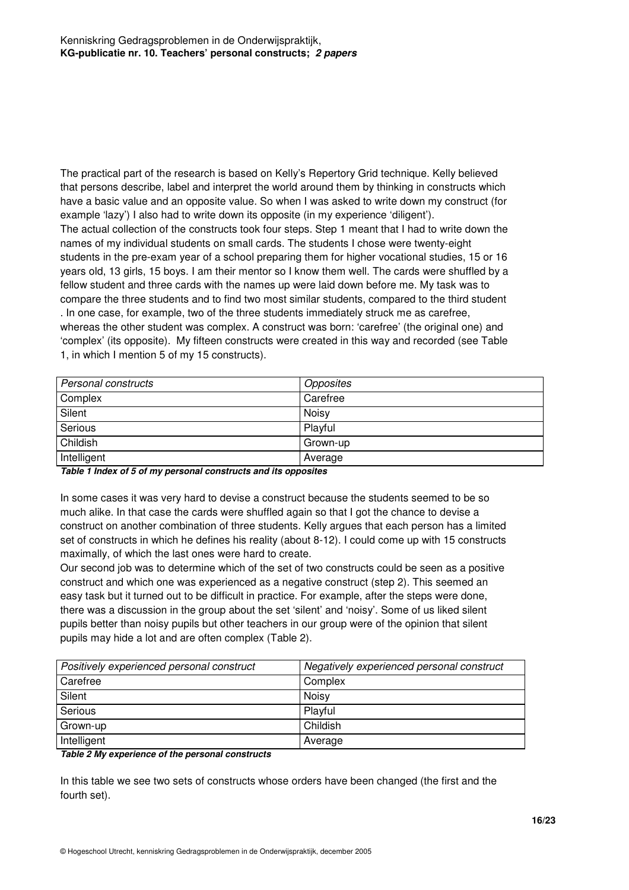The practical part of the research is based on Kelly's Repertory Grid technique. Kelly believed that persons describe, label and interpret the world around them by thinking in constructs which have a basic value and an opposite value. So when I was asked to write down my construct (for example 'lazy') I also had to write down its opposite (in my experience 'diligent').
The actual collection of the constructs took four steps. Step 1 meant that I had to write down the names of my individual students on small cards. The students I chose were twenty-eight students in the pre-exam year of a school preparing them for higher vocational studies, 15 or 16 years old, 13 girls, 15 boys. I am their mentor so I know them well. The cards were shuffled by a fellow student and three cards with the names up were laid down before me. My task was to compare the three students and to find two most similar students, compared to the third student . In one case, for example, two of the three students immediately struck me as carefree, whereas the other student was complex. A construct was born: 'carefree' (the original one) and 'complex' (its opposite). My fifteen constructs were created in this way and recorded (see Table 1, in which I mention 5 of my 15 constructs).

| *Personal constructs* | *Opposites* |
|---|---|
| Complex | Carefree |
| Silent | Noisy |
| Serious | Playful |
| Childish | Grown-up |
| Intelligent | Average |

***Table 1 Index of 5 of my personal constructs and its opposites***

In some cases it was very hard to devise a construct because the students seemed to be so much alike. In that case the cards were shuffled again so that I got the chance to devise a construct on another combination of three students. Kelly argues that each person has a limited set of constructs in which he defines his reality (about 8-12). I could come up with 15 constructs maximally, of which the last ones were hard to create.
Our second job was to determine which of the set of two constructs could be seen as a positive construct and which one was experienced as a negative construct (step 2). This seemed an easy task but it turned out to be difficult in practice. For example, after the steps were done, there was a discussion in the group about the set 'silent' and 'noisy'. Some of us liked silent pupils better than noisy pupils but other teachers in our group were of the opinion that silent pupils may hide a lot and are often complex (Table 2).

| *Positively experienced personal construct* | *Negatively experienced personal construct* |
|---|---|
| Carefree | Complex |
| Silent | Noisy |
| Serious | Playful |
| Grown-up | Childish |
| Intelligent | Average |

***Table 2 My experience of the personal constructs***

In this table we see two sets of constructs whose orders have been changed (the first and the fourth set).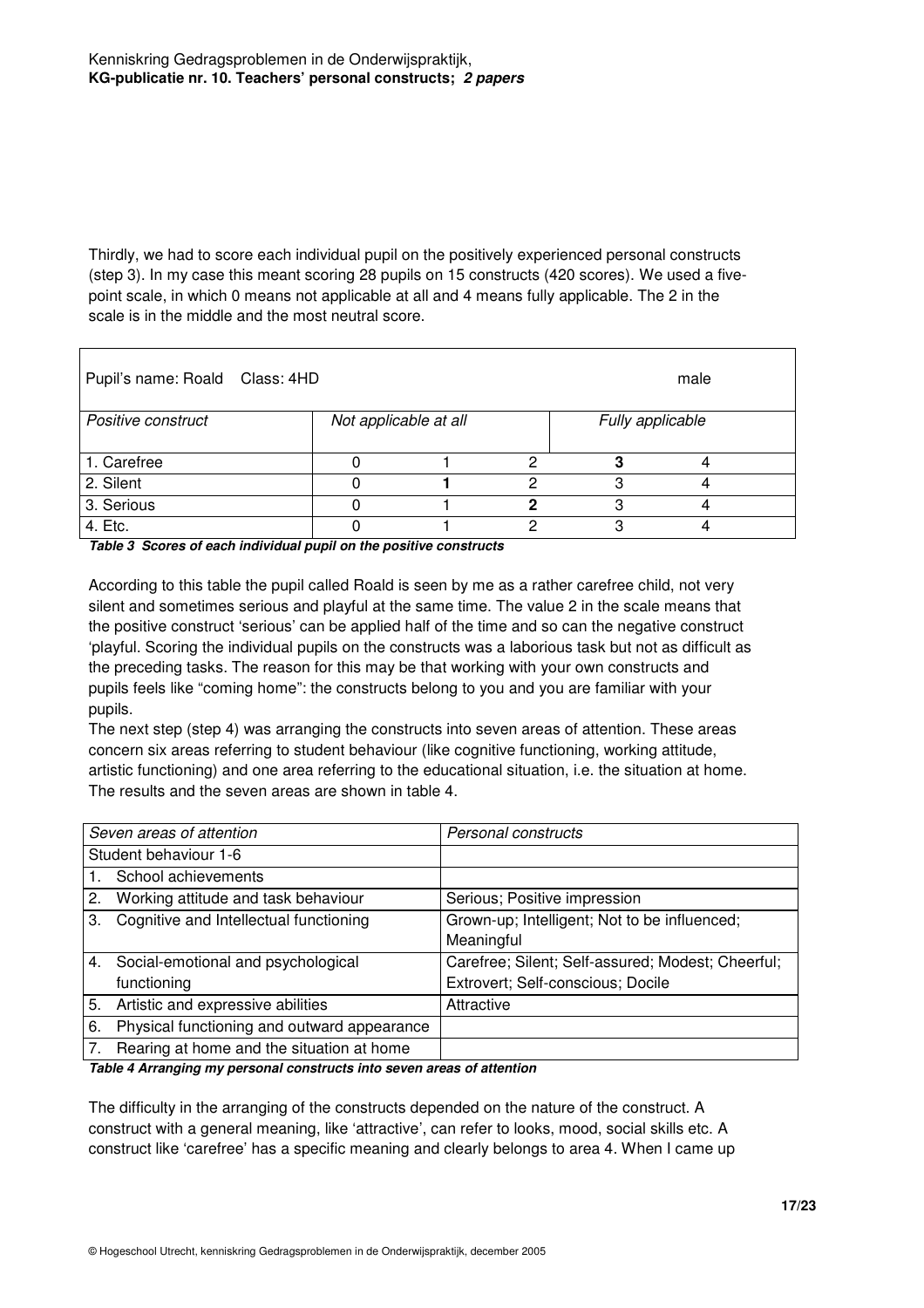Thirdly, we had to score each individual pupil on the positively experienced personal constructs (step 3). In my case this meant scoring 28 pupils on 15 constructs (420 scores). We used a five-point scale, in which 0 means not applicable at all and 4 means fully applicable. The 2 in the scale is in the middle and the most neutral score.

| Pupil's name: Roald Class: 4HD | | | | | male |
|---|---|---|---|---|---|
| *Positive construct* | *Not applicable at all* | | | *Fully applicable* | |
| 1. Carefree | 0 | 1 | 2 | **3** | 4 |
| 2. Silent | 0 | **1** | 2 | 3 | 4 |
| 3. Serious | 0 | 1 | **2** | 3 | 4 |
| 4. Etc. | 0 | 1 | 2 | 3 | 4 |

***Table 3 Scores of each individual pupil on the positive constructs***

According to this table the pupil called Roald is seen by me as a rather carefree child, not very silent and sometimes serious and playful at the same time. The value 2 in the scale means that the positive construct 'serious' can be applied half of the time and so can the negative construct 'playful. Scoring the individual pupils on the constructs was a laborious task but not as difficult as the preceding tasks. The reason for this may be that working with your own constructs and pupils feels like "coming home": the constructs belong to you and you are familiar with your pupils.

The next step (step 4) was arranging the constructs into seven areas of attention. These areas concern six areas referring to student behaviour (like cognitive functioning, working attitude, artistic functioning) and one area referring to the educational situation, i.e. the situation at home. The results and the seven areas are shown in table 4.

| *Seven areas of attention* | *Personal constructs* |
|---|---|
| Student behaviour 1-6 | |
| 1. School achievements | |
| 2. Working attitude and task behaviour | Serious; Positive impression |
| 3. Cognitive and Intellectual functioning | Grown-up; Intelligent; Not to be influenced; Meaningful |
| 4. Social-emotional and psychological functioning | Carefree; Silent; Self-assured; Modest; Cheerful; Extrovert; Self-conscious; Docile |
| 5. Artistic and expressive abilities | Attractive |
| 6. Physical functioning and outward appearance | |
| 7. Rearing at home and the situation at home | |

***Table 4 Arranging my personal constructs into seven areas of attention***

The difficulty in the arranging of the constructs depended on the nature of the construct. A construct with a general meaning, like 'attractive', can refer to looks, mood, social skills etc. A construct like 'carefree' has a specific meaning and clearly belongs to area 4. When I came up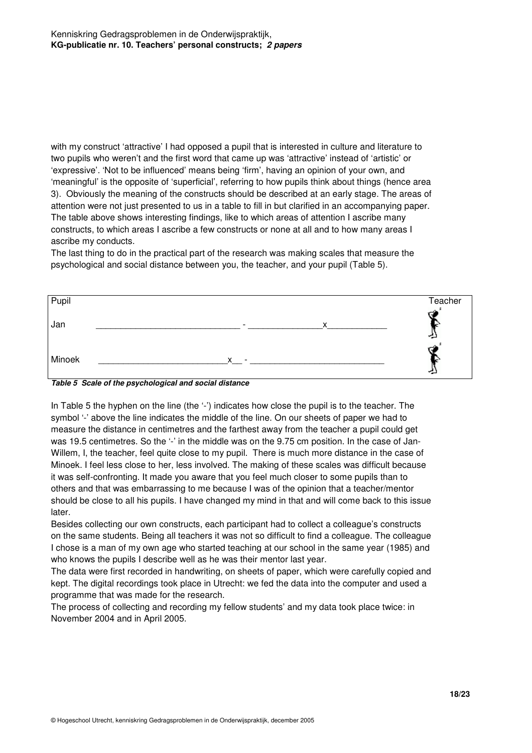with my construct 'attractive' I had opposed a pupil that is interested in culture and literature to two pupils who weren't and the first word that came up was 'attractive' instead of 'artistic' or 'expressive'. 'Not to be influenced' means being 'firm', having an opinion of your own, and 'meaningful' is the opposite of 'superficial', referring to how pupils think about things (hence area 3). Obviously the meaning of the constructs should be described at an early stage. The areas of attention were not just presented to us in a table to fill in but clarified in an accompanying paper. The table above shows interesting findings, like to which areas of attention I ascribe many constructs, to which areas I ascribe a few constructs or none at all and to how many areas I ascribe my conducts.

The last thing to do in the practical part of the research was making scales that measure the psychological and social distance between you, the teacher, and your pupil (Table 5).

| Pupil | | Teacher |
|---|---|---|
| Jan | _____________________________ - _______________x____________ | |
| Minoek | __________________________x__ - ___________________________ | |

***Table 5 Scale of the psychological and social distance***

In Table 5 the hyphen on the line (the '-') indicates how close the pupil is to the teacher. The symbol '-' above the line indicates the middle of the line. On our sheets of paper we had to measure the distance in centimetres and the farthest away from the teacher a pupil could get was 19.5 centimetres. So the '-' in the middle was on the 9.75 cm position. In the case of Jan-Willem, I, the teacher, feel quite close to my pupil. There is much more distance in the case of Minoek. I feel less close to her, less involved. The making of these scales was difficult because it was self-confronting. It made you aware that you feel much closer to some pupils than to others and that was embarrassing to me because I was of the opinion that a teacher/mentor should be close to all his pupils. I have changed my mind in that and will come back to this issue later.

Besides collecting our own constructs, each participant had to collect a colleague's constructs on the same students. Being all teachers it was not so difficult to find a colleague. The colleague I chose is a man of my own age who started teaching at our school in the same year (1985) and who knows the pupils I describe well as he was their mentor last year.

The data were first recorded in handwriting, on sheets of paper, which were carefully copied and kept. The digital recordings took place in Utrecht: we fed the data into the computer and used a programme that was made for the research.

The process of collecting and recording my fellow students' and my data took place twice: in November 2004 and in April 2005.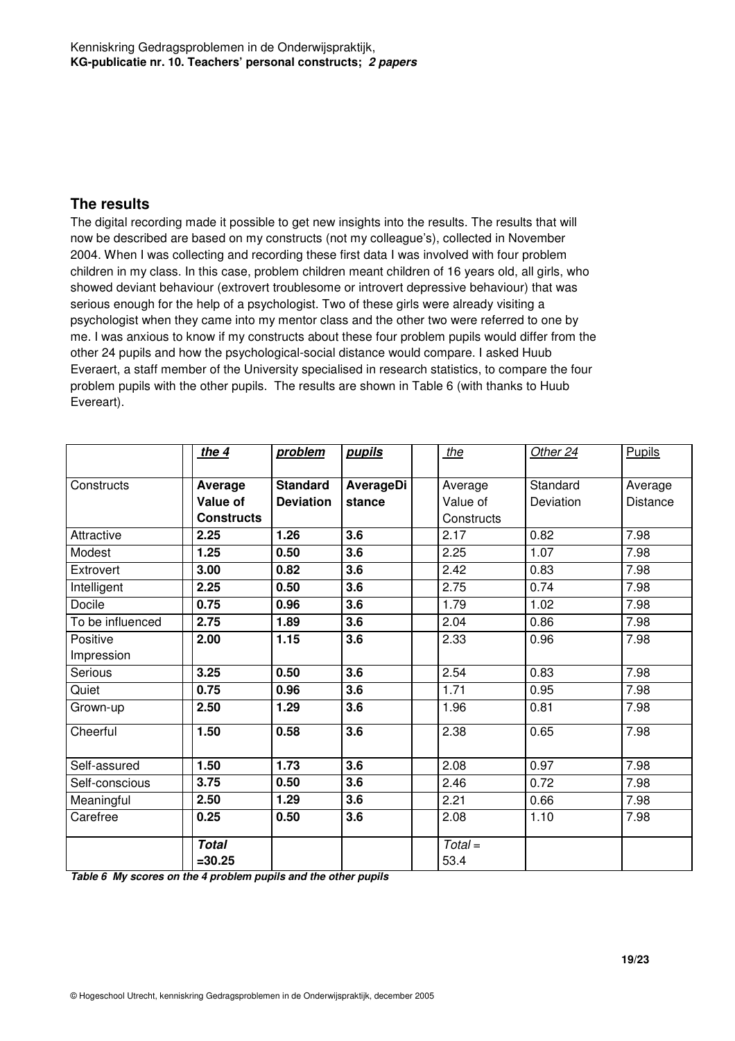## The results

The digital recording made it possible to get new insights into the results. The results that will now be described are based on my constructs (not my colleague's), collected in November 2004. When I was collecting and recording these first data I was involved with four problem children in my class. In this case, problem children meant children of 16 years old, all girls, who showed deviant behaviour (extrovert troublesome or introvert depressive behaviour) that was serious enough for the help of a psychologist. Two of these girls were already visiting a psychologist when they came into my mentor class and the other two were referred to one by me. I was anxious to know if my constructs about these four problem pupils would differ from the other 24 pupils and how the psychological-social distance would compare. I asked Huub Everaert, a staff member of the University specialised in research statistics, to compare the four problem pupils with the other pupils. The results are shown in Table 6 (with thanks to Huub Evereart).

| | ***the 4*** | ***problem*** | ***pupils*** | | *the* | *Other 24* | *Pupils* |
|---|---|---|---|---|---|---|---|
| Constructs | **Average Value of Constructs** | **Standard Deviation** | **AverageDistance** | | Average Value of Constructs | Standard Deviation | Average Distance |
| Attractive | **2.25** | **1.26** | **3.6** | | 2.17 | 0.82 | 7.98 |
| Modest | **1.25** | **0.50** | **3.6** | | 2.25 | 1.07 | 7.98 |
| Extrovert | **3.00** | **0.82** | **3.6** | | 2.42 | 0.83 | 7.98 |
| Intelligent | **2.25** | **0.50** | **3.6** | | 2.75 | 0.74 | 7.98 |
| Docile | **0.75** | **0.96** | **3.6** | | 1.79 | 1.02 | 7.98 |
| To be influenced | **2.75** | **1.89** | **3.6** | | 2.04 | 0.86 | 7.98 |
| Positive Impression | **2.00** | **1.15** | **3.6** | | 2.33 | 0.96 | 7.98 |
| Serious | **3.25** | **0.50** | **3.6** | | 2.54 | 0.83 | 7.98 |
| Quiet | **0.75** | **0.96** | **3.6** | | 1.71 | 0.95 | 7.98 |
| Grown-up | **2.50** | **1.29** | **3.6** | | 1.96 | 0.81 | 7.98 |
| Cheerful | **1.50** | **0.58** | **3.6** | | 2.38 | 0.65 | 7.98 |
| Self-assured | **1.50** | **1.73** | **3.6** | | 2.08 | 0.97 | 7.98 |
| Self-conscious | **3.75** | **0.50** | **3.6** | | 2.46 | 0.72 | 7.98 |
| Meaningful | **2.50** | **1.29** | **3.6** | | 2.21 | 0.66 | 7.98 |
| Carefree | **0.25** | **0.50** | **3.6** | | 2.08 | 1.10 | 7.98 |
| | ***Total =30.25*** | | | | *Total =* 53.4 | | |

***Table 6 My scores on the 4 problem pupils and the other pupils***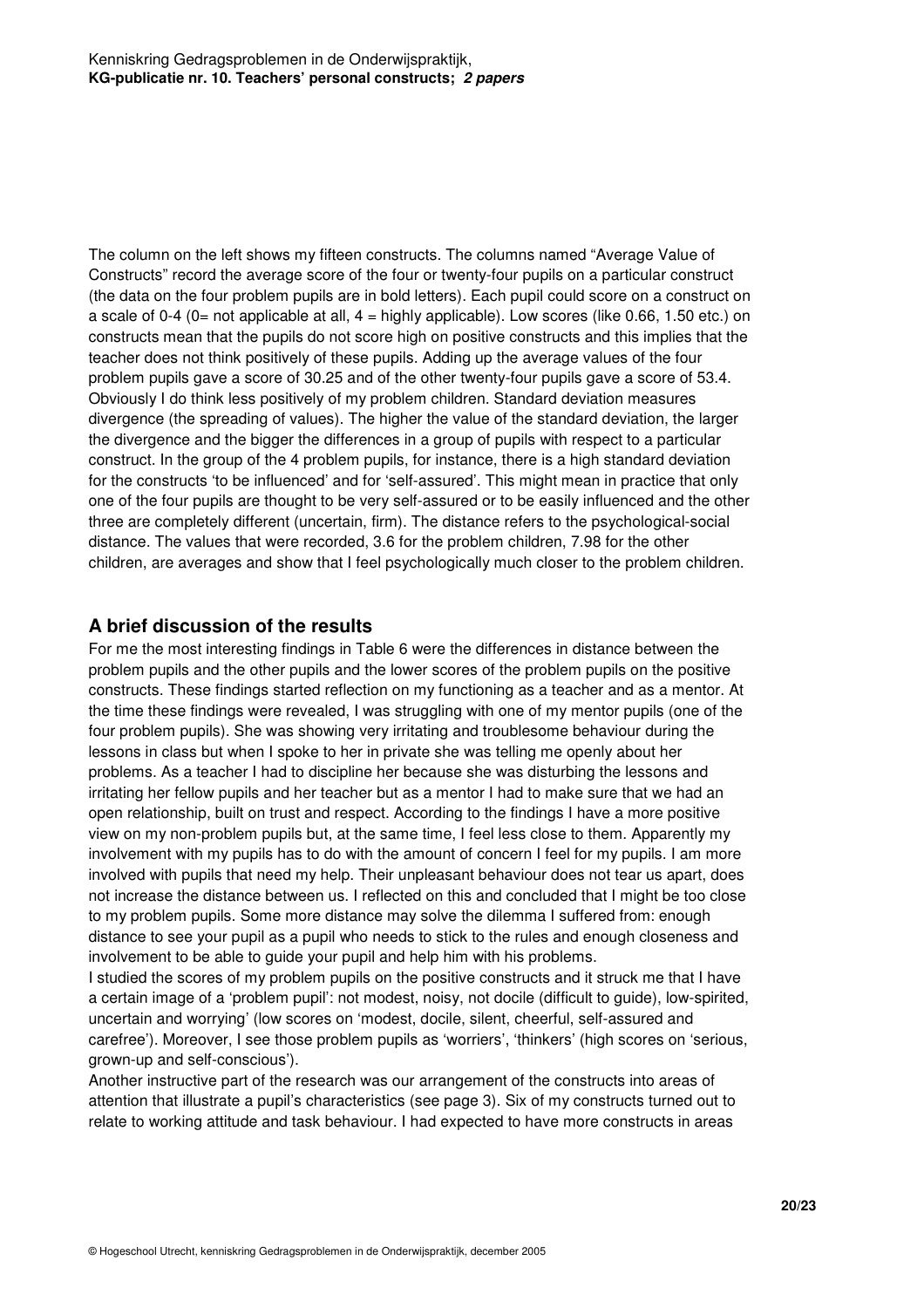The column on the left shows my fifteen constructs. The columns named "Average Value of Constructs" record the average score of the four or twenty-four pupils on a particular construct (the data on the four problem pupils are in bold letters). Each pupil could score on a construct on a scale of 0-4 (0= not applicable at all, 4 = highly applicable). Low scores (like 0.66, 1.50 etc.) on constructs mean that the pupils do not score high on positive constructs and this implies that the teacher does not think positively of these pupils. Adding up the average values of the four problem pupils gave a score of 30.25 and of the other twenty-four pupils gave a score of 53.4. Obviously I do think less positively of my problem children. Standard deviation measures divergence (the spreading of values). The higher the value of the standard deviation, the larger the divergence and the bigger the differences in a group of pupils with respect to a particular construct. In the group of the 4 problem pupils, for instance, there is a high standard deviation for the constructs 'to be influenced' and for 'self-assured'. This might mean in practice that only one of the four pupils are thought to be very self-assured or to be easily influenced and the other three are completely different (uncertain, firm). The distance refers to the psychological-social distance. The values that were recorded, 3.6 for the problem children, 7.98 for the other children, are averages and show that I feel psychologically much closer to the problem children.

## A brief discussion of the results

For me the most interesting findings in Table 6 were the differences in distance between the problem pupils and the other pupils and the lower scores of the problem pupils on the positive constructs. These findings started reflection on my functioning as a teacher and as a mentor. At the time these findings were revealed, I was struggling with one of my mentor pupils (one of the four problem pupils). She was showing very irritating and troublesome behaviour during the lessons in class but when I spoke to her in private she was telling me openly about her problems. As a teacher I had to discipline her because she was disturbing the lessons and irritating her fellow pupils and her teacher but as a mentor I had to make sure that we had an open relationship, built on trust and respect. According to the findings I have a more positive view on my non-problem pupils but, at the same time, I feel less close to them. Apparently my involvement with my pupils has to do with the amount of concern I feel for my pupils. I am more involved with pupils that need my help. Their unpleasant behaviour does not tear us apart, does not increase the distance between us. I reflected on this and concluded that I might be too close to my problem pupils. Some more distance may solve the dilemma I suffered from: enough distance to see your pupil as a pupil who needs to stick to the rules and enough closeness and involvement to be able to guide your pupil and help him with his problems.

I studied the scores of my problem pupils on the positive constructs and it struck me that I have a certain image of a 'problem pupil': not modest, noisy, not docile (difficult to guide), low-spirited, uncertain and worrying' (low scores on 'modest, docile, silent, cheerful, self-assured and carefree'). Moreover, I see those problem pupils as 'worriers', 'thinkers' (high scores on 'serious, grown-up and self-conscious').

Another instructive part of the research was our arrangement of the constructs into areas of attention that illustrate a pupil's characteristics (see page 3). Six of my constructs turned out to relate to working attitude and task behaviour. I had expected to have more constructs in areas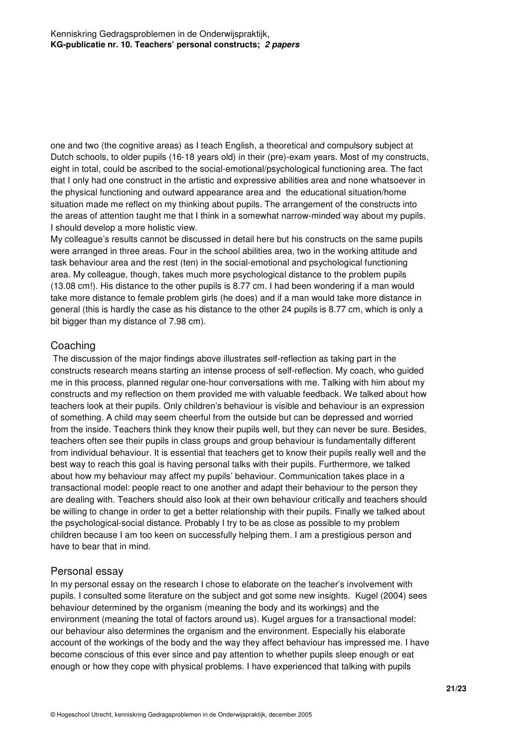one and two (the cognitive areas) as I teach English, a theoretical and compulsory subject at Dutch schools, to older pupils (16-18 years old) in their (pre)-exam years. Most of my constructs, eight in total, could be ascribed to the social-emotional/psychological functioning area. The fact that I only had one construct in the artistic and expressive abilities area and none whatsoever in the physical functioning and outward appearance area and the educational situation/home situation made me reflect on my thinking about pupils. The arrangement of the constructs into the areas of attention taught me that I think in a somewhat narrow-minded way about my pupils. I should develop a more holistic view.

My colleague's results cannot be discussed in detail here but his constructs on the same pupils were arranged in three areas. Four in the school abilities area, two in the working attitude and task behaviour area and the rest (ten) in the social-emotional and psychological functioning area. My colleague, though, takes much more psychological distance to the problem pupils (13.08 cm!). His distance to the other pupils is 8.77 cm. I had been wondering if a man would take more distance to female problem girls (he does) and if a man would take more distance in general (this is hardly the case as his distance to the other 24 pupils is 8.77 cm, which is only a bit bigger than my distance of 7.98 cm).

## Coaching

The discussion of the major findings above illustrates self-reflection as taking part in the constructs research means starting an intense process of self-reflection. My coach, who guided me in this process, planned regular one-hour conversations with me. Talking with him about my constructs and my reflection on them provided me with valuable feedback. We talked about how teachers look at their pupils. Only children's behaviour is visible and behaviour is an expression of something. A child may seem cheerful from the outside but can be depressed and worried from the inside. Teachers think they know their pupils well, but they can never be sure. Besides, teachers often see their pupils in class groups and group behaviour is fundamentally different from individual behaviour. It is essential that teachers get to know their pupils really well and the best way to reach this goal is having personal talks with their pupils. Furthermore, we talked about how my behaviour may affect my pupils' behaviour. Communication takes place in a transactional model: people react to one another and adapt their behaviour to the person they are dealing with. Teachers should also look at their own behaviour critically and teachers should be willing to change in order to get a better relationship with their pupils. Finally we talked about the psychological-social distance. Probably I try to be as close as possible to my problem children because I am too keen on successfully helping them. I am a prestigious person and have to bear that in mind.

## Personal essay

In my personal essay on the research I chose to elaborate on the teacher's involvement with pupils. I consulted some literature on the subject and got some new insights. Kugel (2004) sees behaviour determined by the organism (meaning the body and its workings) and the environment (meaning the total of factors around us). Kugel argues for a transactional model: our behaviour also determines the organism and the environment. Especially his elaborate account of the workings of the body and the way they affect behaviour has impressed me. I have become conscious of this ever since and pay attention to whether pupils sleep enough or eat enough or how they cope with physical problems. I have experienced that talking with pupils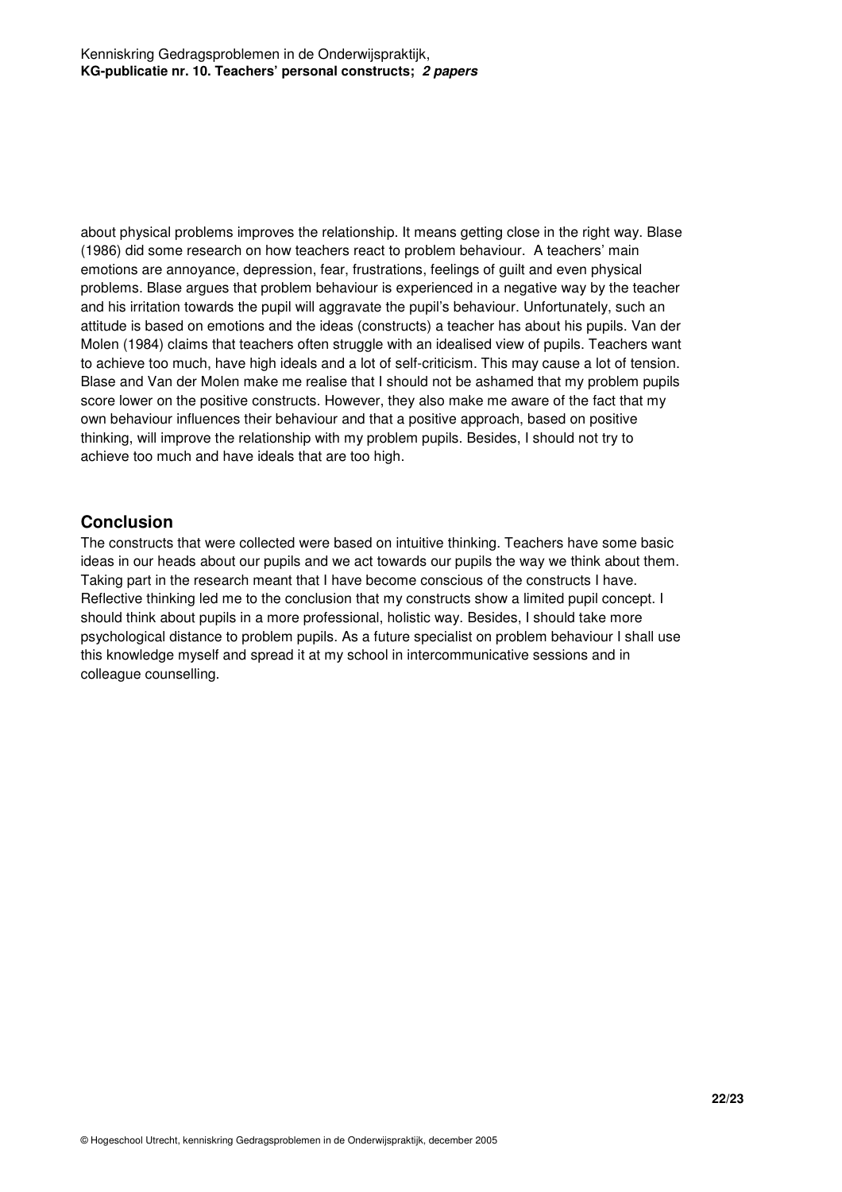about physical problems improves the relationship. It means getting close in the right way. Blase (1986) did some research on how teachers react to problem behaviour. A teachers' main emotions are annoyance, depression, fear, frustrations, feelings of guilt and even physical problems. Blase argues that problem behaviour is experienced in a negative way by the teacher and his irritation towards the pupil will aggravate the pupil's behaviour. Unfortunately, such an attitude is based on emotions and the ideas (constructs) a teacher has about his pupils. Van der Molen (1984) claims that teachers often struggle with an idealised view of pupils. Teachers want to achieve too much, have high ideals and a lot of self-criticism. This may cause a lot of tension. Blase and Van der Molen make me realise that I should not be ashamed that my problem pupils score lower on the positive constructs. However, they also make me aware of the fact that my own behaviour influences their behaviour and that a positive approach, based on positive thinking, will improve the relationship with my problem pupils. Besides, I should not try to achieve too much and have ideals that are too high.

## Conclusion

The constructs that were collected were based on intuitive thinking. Teachers have some basic ideas in our heads about our pupils and we act towards our pupils the way we think about them. Taking part in the research meant that I have become conscious of the constructs I have. Reflective thinking led me to the conclusion that my constructs show a limited pupil concept. I should think about pupils in a more professional, holistic way. Besides, I should take more psychological distance to problem pupils. As a future specialist on problem behaviour I shall use this knowledge myself and spread it at my school in intercommunicative sessions and in colleague counselling.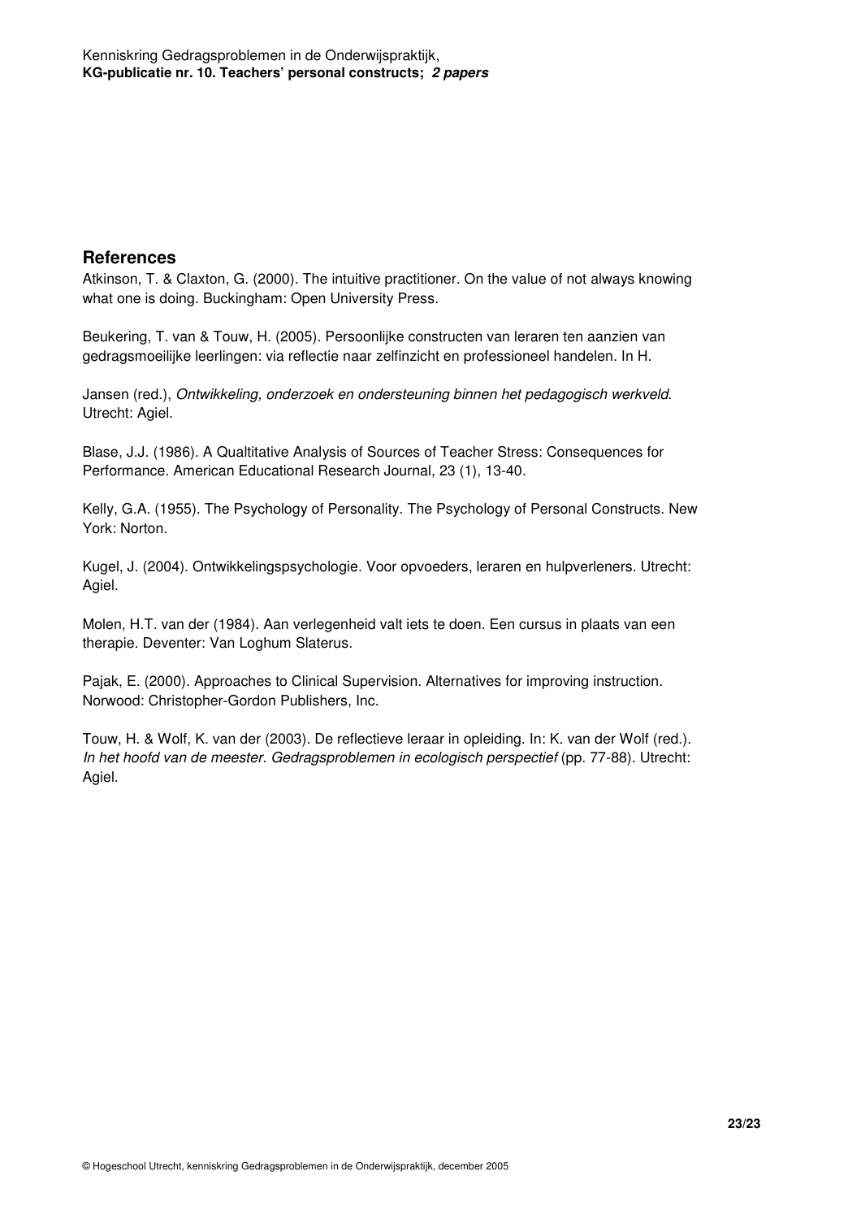## References

Atkinson, T. & Claxton, G. (2000). The intuitive practitioner. On the value of not always knowing what one is doing. Buckingham: Open University Press.

Beukering, T. van & Touw, H. (2005). Persoonlijke constructen van leraren ten aanzien van gedragsmoeilijke leerlingen: via reflectie naar zelfinzicht en professioneel handelen. In H.

Jansen (red.), *Ontwikkeling, onderzoek en ondersteuning binnen het pedagogisch werkveld.* Utrecht: Agiel.

Blase, J.J. (1986). A Qualtitative Analysis of Sources of Teacher Stress: Consequences for Performance. American Educational Research Journal, 23 (1), 13-40.

Kelly, G.A. (1955). The Psychology of Personality. The Psychology of Personal Constructs. New York: Norton.

Kugel, J. (2004). Ontwikkelingspsychologie. Voor opvoeders, leraren en hulpverleners. Utrecht: Agiel.

Molen, H.T. van der (1984). Aan verlegenheid valt iets te doen. Een cursus in plaats van een therapie. Deventer: Van Loghum Slaterus.

Pajak, E. (2000). Approaches to Clinical Supervision. Alternatives for improving instruction. Norwood: Christopher-Gordon Publishers, Inc.

Touw, H. & Wolf, K. van der (2003). De reflectieve leraar in opleiding. In: K. van der Wolf (red.). *In het hoofd van de meester. Gedragsproblemen in ecologisch perspectief* (pp. 77-88). Utrecht: Agiel.